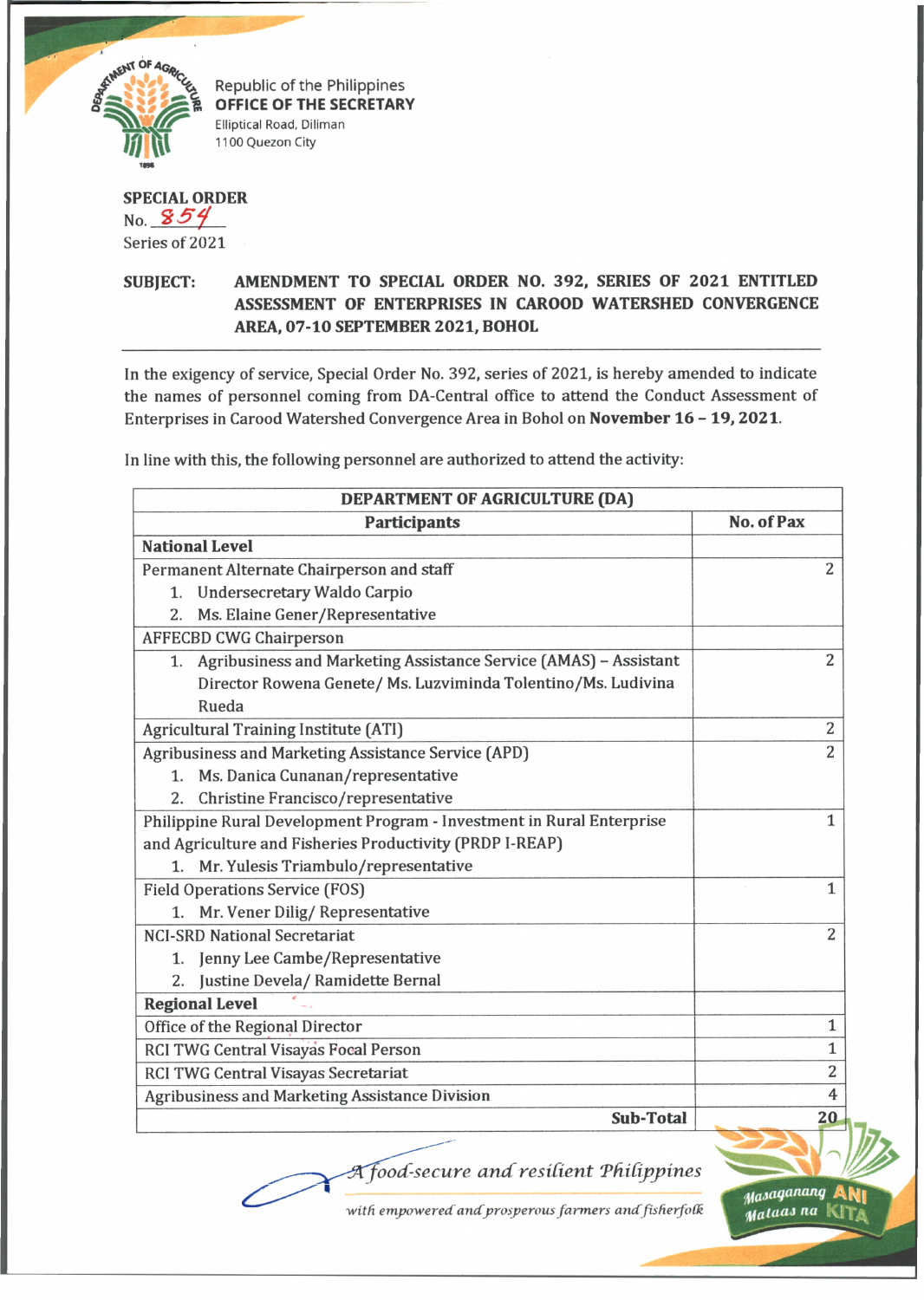Republic of the Philippines
**OFFICE OF THE SECRETARY**
Elliptical Road, Diliman
1100 Quezon City

**SPECIAL ORDER**
No. 854
Series of 2021

**SUBJECT: AMENDMENT TO SPECIAL ORDER NO. 392, SERIES OF 2021 ENTITLED ASSESSMENT OF ENTERPRISES IN CAROOD WATERSHED CONVERGENCE AREA, 07-10 SEPTEMBER 2021, BOHOL**

---

In the exigency of service, Special Order No. 392, series of 2021, is hereby amended to indicate the names of personnel coming from DA-Central office to attend the Conduct Assessment of Enterprises in Carood Watershed Convergence Area in Bohol on **November 16 – 19, 2021**.

In line with this, the following personnel are authorized to attend the activity:

| **DEPARTMENT OF AGRICULTURE (DA)** | |
|---|---|
| **Participants** | **No. of Pax** |
| **National Level** | |
| Permanent Alternate Chairperson and staff<br>1. Undersecretary Waldo Carpio<br>2. Ms. Elaine Gener/Representative | 2 |
| AFFECBD CWG Chairperson | |
| 1. Agribusiness and Marketing Assistance Service (AMAS) – Assistant Director Rowena Genete/ Ms. Luzviminda Tolentino/Ms. Ludivina Rueda | 2 |
| Agricultural Training Institute (ATI) | 2 |
| Agribusiness and Marketing Assistance Service (APD)<br>1. Ms. Danica Cunanan/representative<br>2. Christine Francisco/representative | 2 |
| Philippine Rural Development Program - Investment in Rural Enterprise and Agriculture and Fisheries Productivity (PRDP I-REAP)<br>1. Mr. Yulesis Triambulo/representative | 1 |
| Field Operations Service (FOS)<br>1. Mr. Vener Dilig/ Representative | 1 |
| NCI-SRD National Secretariat<br>1. Jenny Lee Cambe/Representative<br>2. Justine Devela/ Ramidette Bernal | 2 |
| **Regional Level** | |
| Office of the Regional Director | 1 |
| RCI TWG Central Visayas Focal Person | 1 |
| RCI TWG Central Visayas Secretariat | 2 |
| Agribusiness and Marketing Assistance Division | 4 |
| **Sub-Total** | **20** |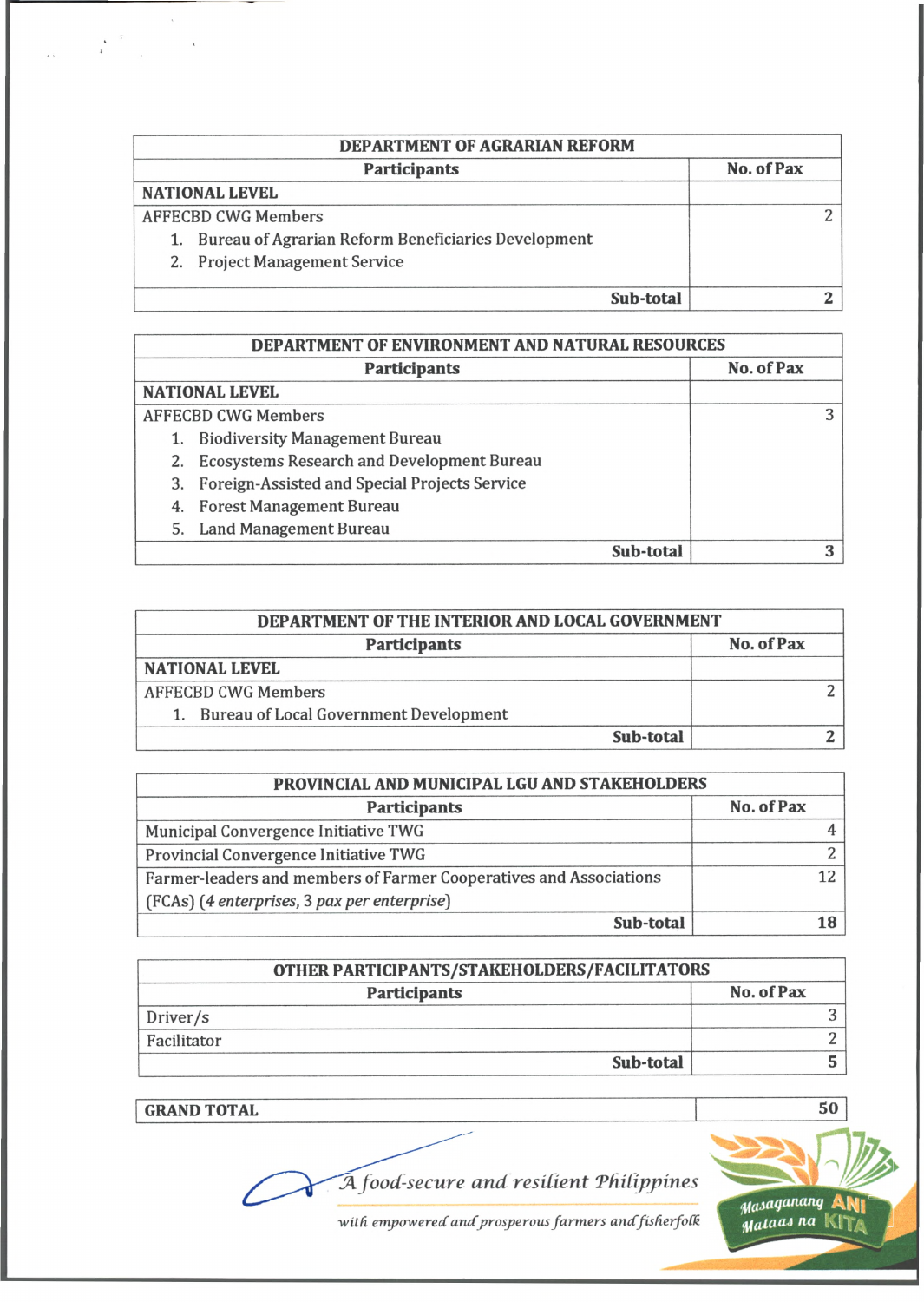| DEPARTMENT OF AGRARIAN REFORM | |
|---|---|
| **Participants** | **No. of Pax** |
| **NATIONAL LEVEL** | |
| AFFECBD CWG Members<br>1. Bureau of Agrarian Reform Beneficiaries Development<br>2. Project Management Service | 2 |
| **Sub-total** | **2** |

| DEPARTMENT OF ENVIRONMENT AND NATURAL RESOURCES | |
|---|---|
| **Participants** | **No. of Pax** |
| **NATIONAL LEVEL** | |
| AFFECBD CWG Members<br>1. Biodiversity Management Bureau<br>2. Ecosystems Research and Development Bureau<br>3. Foreign-Assisted and Special Projects Service<br>4. Forest Management Bureau<br>5. Land Management Bureau | 3 |
| **Sub-total** | **3** |

| DEPARTMENT OF THE INTERIOR AND LOCAL GOVERNMENT | |
|---|---|
| **Participants** | **No. of Pax** |
| **NATIONAL LEVEL** | |
| AFFECBD CWG Members<br>1. Bureau of Local Government Development | 2 |
| **Sub-total** | **2** |

| PROVINCIAL AND MUNICIPAL LGU AND STAKEHOLDERS | |
|---|---|
| **Participants** | **No. of Pax** |
| Municipal Convergence Initiative TWG | 4 |
| Provincial Convergence Initiative TWG | 2 |
| Farmer-leaders and members of Farmer Cooperatives and Associations (FCAs) (*4 enterprises*, 3 *pax per enterprise*) | 12 |
| **Sub-total** | **18** |

| OTHER PARTICIPANTS/STAKEHOLDERS/FACILITATORS | |
|---|---|
| **Participants** | **No. of Pax** |
| Driver/s | 3 |
| Facilitator | 2 |
| **Sub-total** | **5** |

| **GRAND TOTAL** | **50** |
|---|---|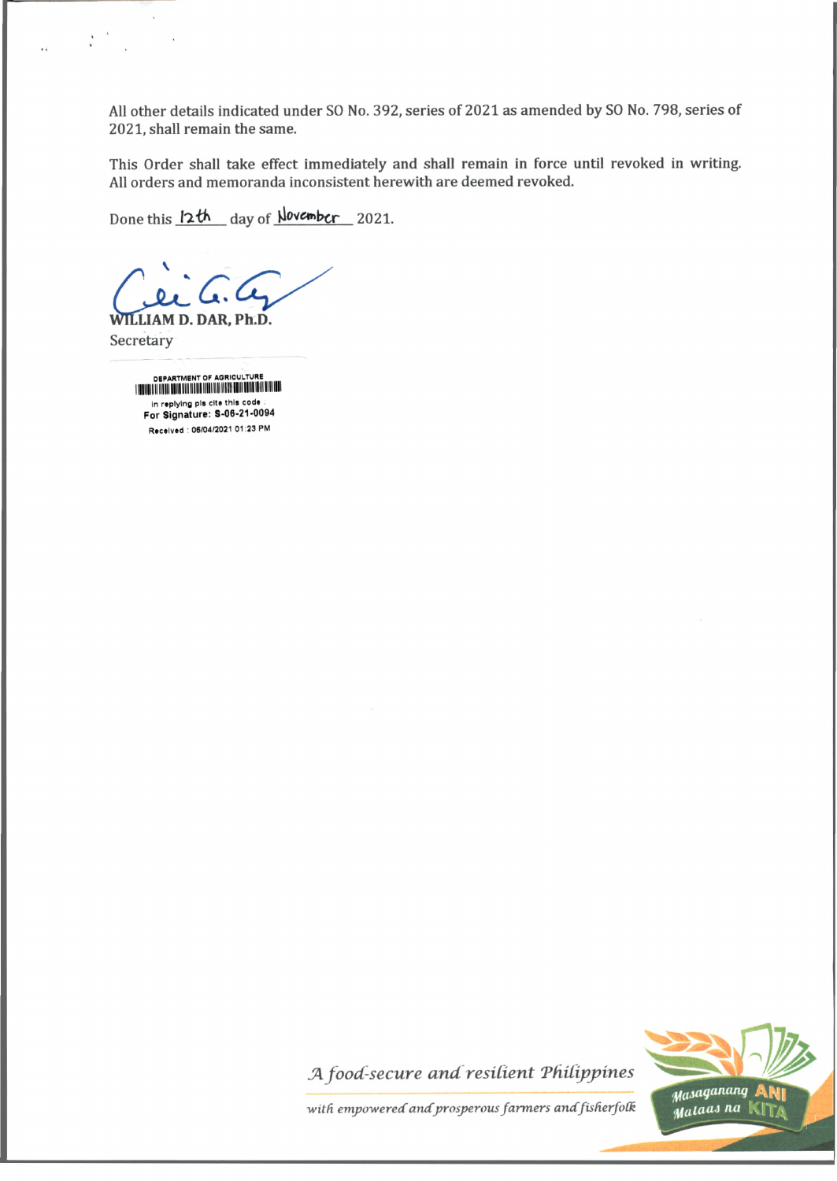All other details indicated under SO No. 392, series of 2021 as amended by SO No. 798, series of 2021, shall remain the same.

This Order shall take effect immediately and shall remain in force until revoked in writing. All orders and memoranda inconsistent herewith are deemed revoked.

Done this 12th day of November 2021.

**WILLIAM D. DAR, Ph.D.**
Secretary

DEPARTMENT OF AGRICULTURE
in replying pls cite this code :
For Signature: S-06-21-0094
Received : 06/04/2021 01:23 PM